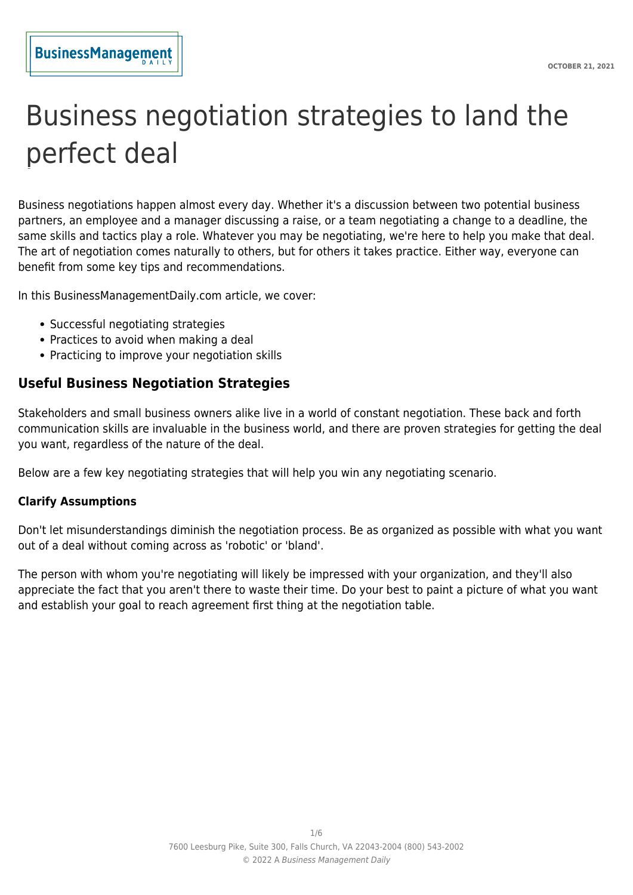# Business negotiation strategies to land the perfect deal

Business negotiations happen almost every day. Whether it's a discussion between two potential business partners, an employee and a manager discussing a raise, or a team negotiating a change to a deadline, the same skills and tactics play a role. Whatever you may be negotiating, we're here to help you make that deal. The art of negotiation comes naturally to others, but for others it takes practice. Either way, everyone can benefit from some key tips and recommendations.

In this BusinessManagementDaily.com article, we cover:

- Successful negotiating strategies
- Practices to avoid when making a deal
- Practicing to improve your negotiation skills

## Useful Business Negotiation Strategies

Stakeholders and small business owners alike live in a world of constant negotiation. These back and forth communication skills are invaluable in the business world, and there are proven strategies for getting the deal you want, regardless of the nature of the deal.

Below are a few key negotiating strategies that will help you win any negotiating scenario.

### Clarify Assumptions

Don't let misunderstandings diminish the negotiation process. Be as organized as possible with what you want out of a deal without coming across as 'robotic' or 'bland'.

The person with whom you're negotiating will likely be impressed with your organization, and they'll also appreciate the fact that you aren't there to waste their time. Do your best to paint a picture of what you want and establish your goal to reach agreement first thing at the negotiation table.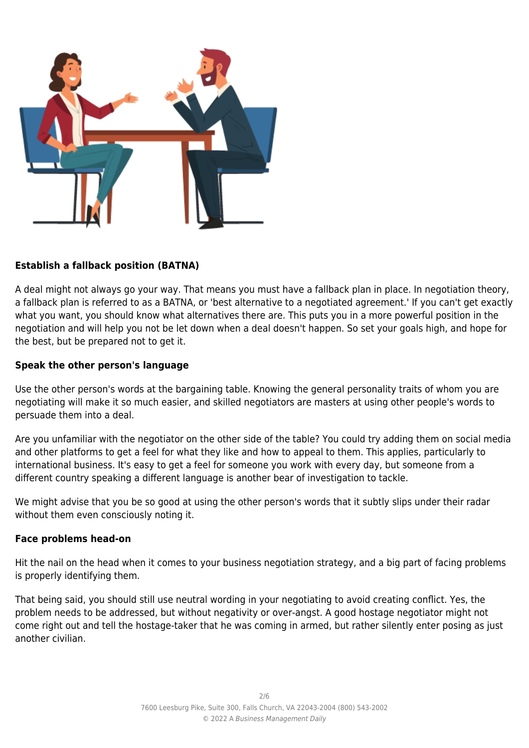### Establish a fallback position (BATNA)

A deal might not always go your way. That means you must have a fallback plan in place. In negotiation theory, a fallback plan is referred to as a BATNA, or 'best alternative to a negotiated agreement.' If you can't get exactly what you want, you should know what alternatives there are. This puts you in a more powerful position in the negotiation and will help you not be let down when a deal doesn't happen. So set your goals high, and hope for the best, but be prepared not to get it.

### Speak the other person's language

Use the other person's words at the bargaining table. Knowing the general personality traits of whom you are negotiating will make it so much easier, and skilled negotiators are masters at using other people's words to persuade them into a deal.

Are you unfamiliar with the negotiator on the other side of the table? You could try adding them on social media and other platforms to get a feel for what they like and how to appeal to them. This applies, particularly to international business. It's easy to get a feel for someone you work with every day, but someone from a different country speaking a different language is another bear of investigation to tackle.

We might advise that you be so good at using the other person's words that it subtly slips under their radar without them even consciously noting it.

### Face problems head-on

Hit the nail on the head when it comes to your business negotiation strategy, and a big part of facing problems is properly identifying them.

That being said, you should still use neutral wording in your negotiating to avoid creating conflict. Yes, the problem needs to be addressed, but without negativity or over-angst. A good hostage negotiator might not come right out and tell the hostage-taker that he was coming in armed, but rather silently enter posing as just another civilian.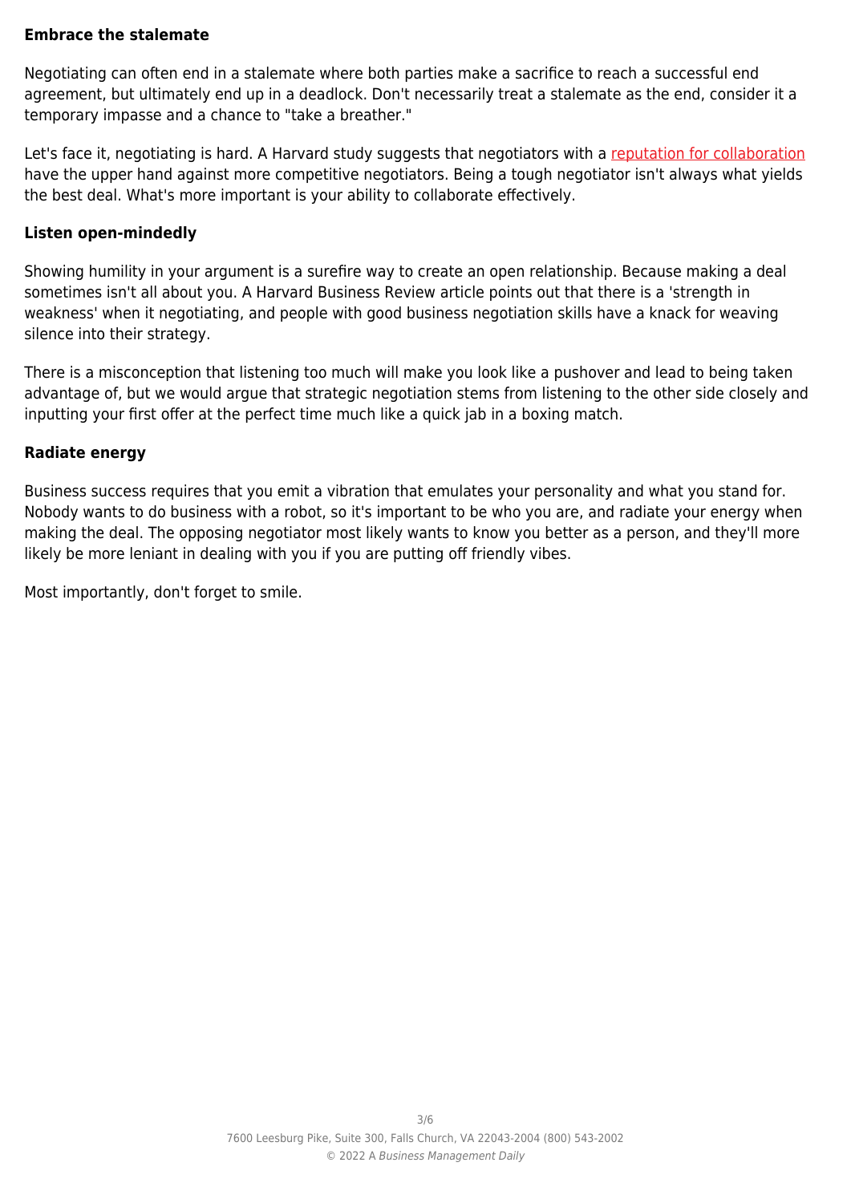### Embrace the stalemate

Negotiating can often end in a stalemate where both parties make a sacrifice to reach a successful end agreement, but ultimately end up in a deadlock. Don't necessarily treat a stalemate as the end, consider it a temporary impasse and a chance to "take a breather."

Let's face it, negotiating is hard. A Harvard study suggests that negotiators with a reputation for collaboration have the upper hand against more competitive negotiators. Being a tough negotiator isn't always what yields the best deal. What's more important is your ability to collaborate effectively.

### Listen open-mindedly

Showing humility in your argument is a surefire way to create an open relationship. Because making a deal sometimes isn't all about you. A Harvard Business Review article points out that there is a 'strength in weakness' when it negotiating, and people with good business negotiation skills have a knack for weaving silence into their strategy.

There is a misconception that listening too much will make you look like a pushover and lead to being taken advantage of, but we would argue that strategic negotiation stems from listening to the other side closely and inputting your first offer at the perfect time much like a quick jab in a boxing match.

### Radiate energy

Business success requires that you emit a vibration that emulates your personality and what you stand for. Nobody wants to do business with a robot, so it's important to be who you are, and radiate your energy when making the deal. The opposing negotiator most likely wants to know you better as a person, and they'll more likely be more leniant in dealing with you if you are putting off friendly vibes.

Most importantly, don't forget to smile.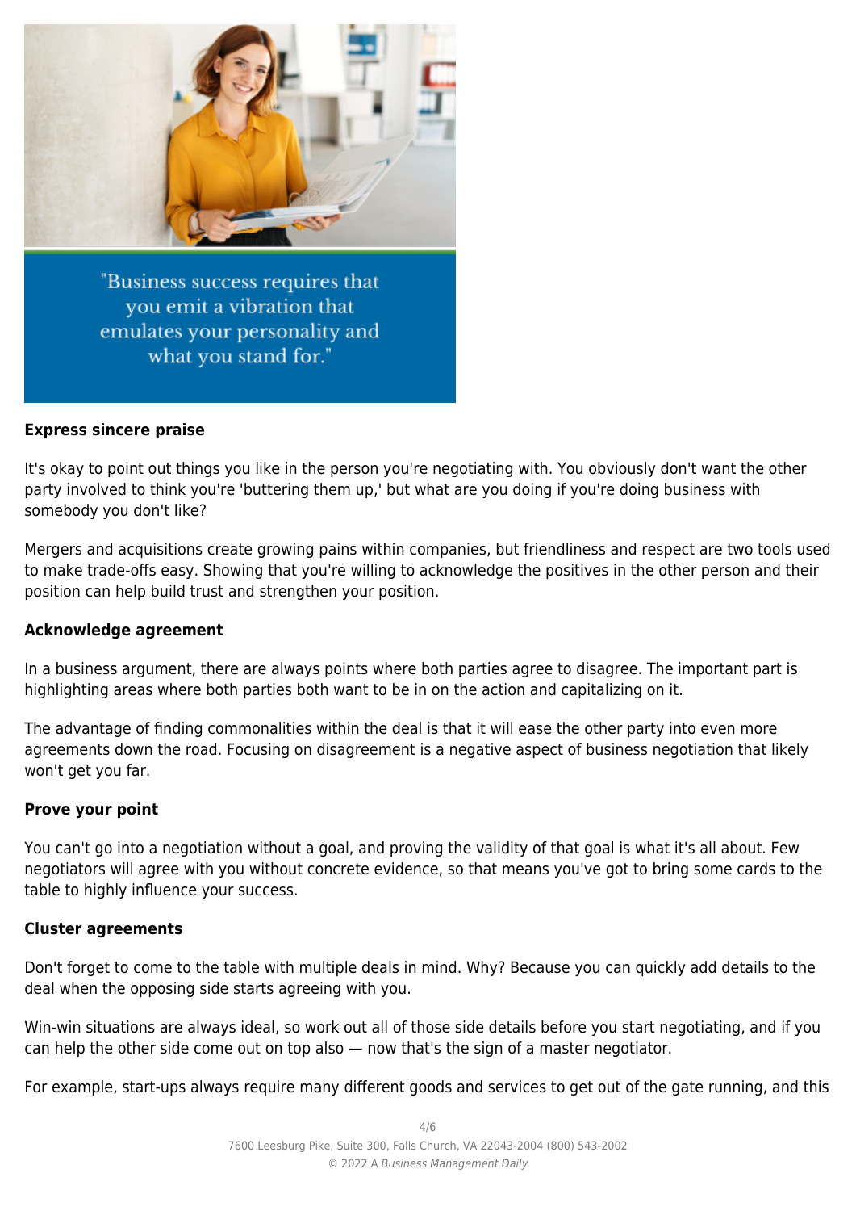> "Business success requires that you emit a vibration that emulates your personality and what you stand for."

**Express sincere praise**

It's okay to point out things you like in the person you're negotiating with. You obviously don't want the other party involved to think you're 'buttering them up,' but what are you doing if you're doing business with somebody you don't like?

Mergers and acquisitions create growing pains within companies, but friendliness and respect are two tools used to make trade-offs easy. Showing that you're willing to acknowledge the positives in the other person and their position can help build trust and strengthen your position.

**Acknowledge agreement**

In a business argument, there are always points where both parties agree to disagree. The important part is highlighting areas where both parties both want to be in on the action and capitalizing on it.

The advantage of finding commonalities within the deal is that it will ease the other party into even more agreements down the road. Focusing on disagreement is a negative aspect of business negotiation that likely won't get you far.

**Prove your point**

You can't go into a negotiation without a goal, and proving the validity of that goal is what it's all about. Few negotiators will agree with you without concrete evidence, so that means you've got to bring some cards to the table to highly influence your success.

**Cluster agreements**

Don't forget to come to the table with multiple deals in mind. Why? Because you can quickly add details to the deal when the opposing side starts agreeing with you.

Win-win situations are always ideal, so work out all of those side details before you start negotiating, and if you can help the other side come out on top also — now that's the sign of a master negotiator.

For example, start-ups always require many different goods and services to get out of the gate running, and this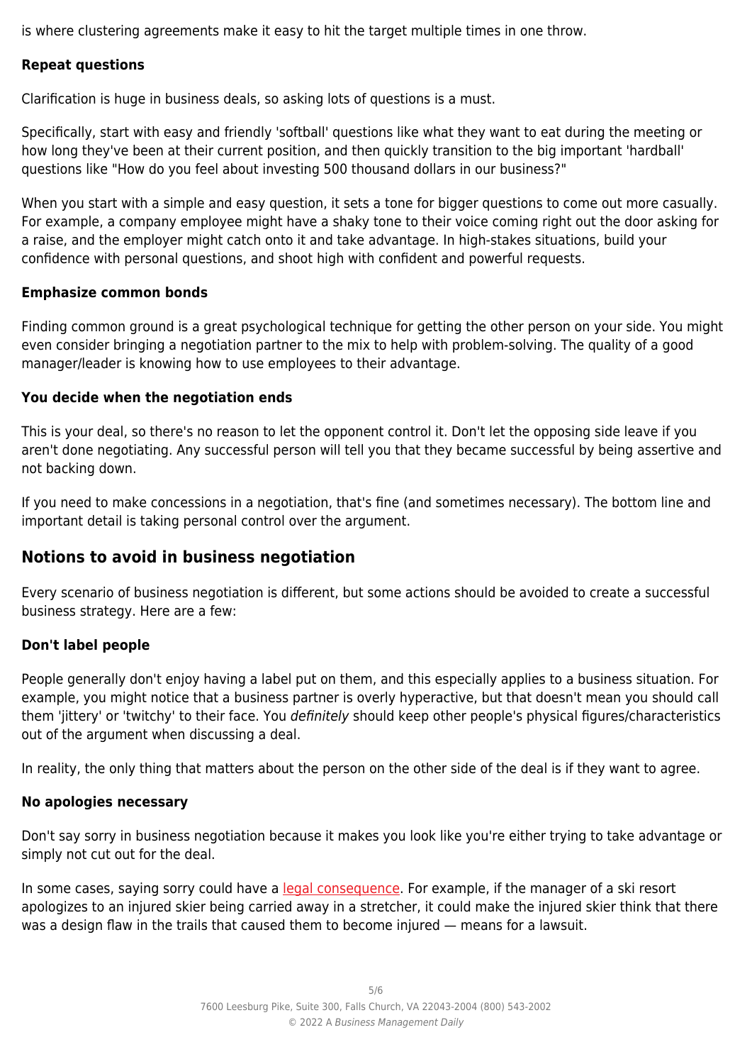is where clustering agreements make it easy to hit the target multiple times in one throw.

### Repeat questions

Clarification is huge in business deals, so asking lots of questions is a must.

Specifically, start with easy and friendly 'softball' questions like what they want to eat during the meeting or how long they've been at their current position, and then quickly transition to the big important 'hardball' questions like "How do you feel about investing 500 thousand dollars in our business?"

When you start with a simple and easy question, it sets a tone for bigger questions to come out more casually. For example, a company employee might have a shaky tone to their voice coming right out the door asking for a raise, and the employer might catch onto it and take advantage. In high-stakes situations, build your confidence with personal questions, and shoot high with confident and powerful requests.

### Emphasize common bonds

Finding common ground is a great psychological technique for getting the other person on your side. You might even consider bringing a negotiation partner to the mix to help with problem-solving. The quality of a good manager/leader is knowing how to use employees to their advantage.

### You decide when the negotiation ends

This is your deal, so there's no reason to let the opponent control it. Don't let the opposing side leave if you aren't done negotiating. Any successful person will tell you that they became successful by being assertive and not backing down.

If you need to make concessions in a negotiation, that's fine (and sometimes necessary). The bottom line and important detail is taking personal control over the argument.

## Notions to avoid in business negotiation

Every scenario of business negotiation is different, but some actions should be avoided to create a successful business strategy. Here are a few:

### Don't label people

People generally don't enjoy having a label put on them, and this especially applies to a business situation. For example, you might notice that a business partner is overly hyperactive, but that doesn't mean you should call them 'jittery' or 'twitchy' to their face. You *definitely* should keep other people's physical figures/characteristics out of the argument when discussing a deal.

In reality, the only thing that matters about the person on the other side of the deal is if they want to agree.

### No apologies necessary

Don't say sorry in business negotiation because it makes you look like you're either trying to take advantage or simply not cut out for the deal.

In some cases, saying sorry could have a legal consequence. For example, if the manager of a ski resort apologizes to an injured skier being carried away in a stretcher, it could make the injured skier think that there was a design flaw in the trails that caused them to become injured — means for a lawsuit.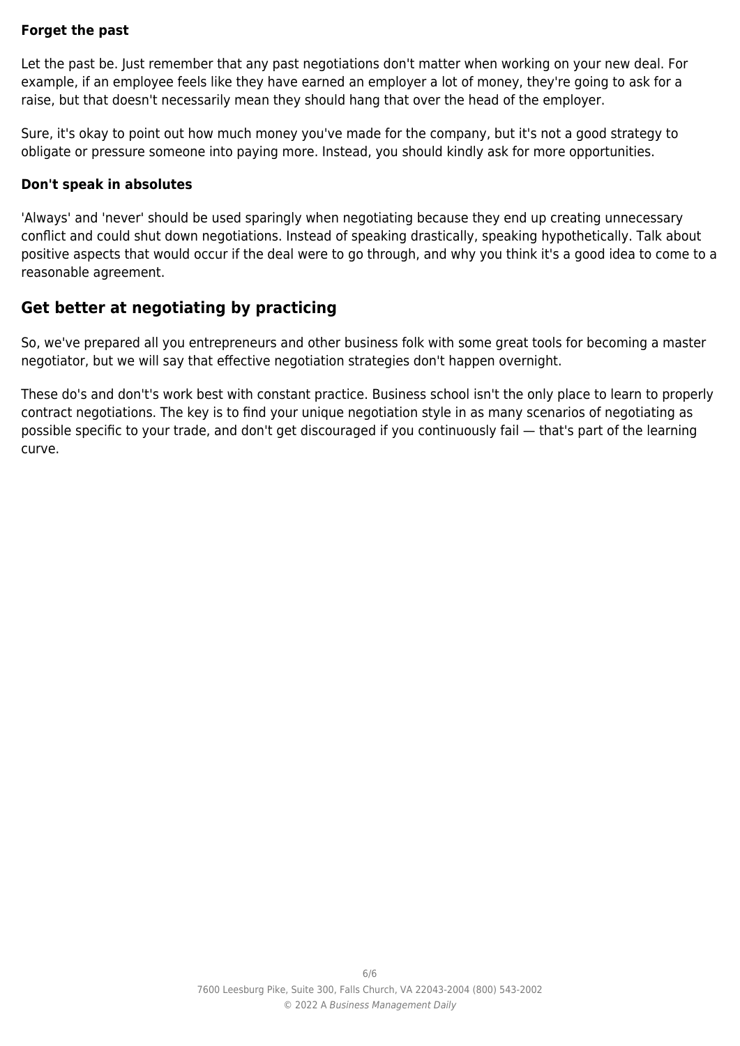**Forget the past**

Let the past be. Just remember that any past negotiations don't matter when working on your new deal. For example, if an employee feels like they have earned an employer a lot of money, they're going to ask for a raise, but that doesn't necessarily mean they should hang that over the head of the employer.

Sure, it's okay to point out how much money you've made for the company, but it's not a good strategy to obligate or pressure someone into paying more. Instead, you should kindly ask for more opportunities.

**Don't speak in absolutes**

'Always' and 'never' should be used sparingly when negotiating because they end up creating unnecessary conflict and could shut down negotiations. Instead of speaking drastically, speaking hypothetically. Talk about positive aspects that would occur if the deal were to go through, and why you think it's a good idea to come to a reasonable agreement.

## Get better at negotiating by practicing

So, we've prepared all you entrepreneurs and other business folk with some great tools for becoming a master negotiator, but we will say that effective negotiation strategies don't happen overnight.

These do's and don't's work best with constant practice. Business school isn't the only place to learn to properly contract negotiations. The key is to find your unique negotiation style in as many scenarios of negotiating as possible specific to your trade, and don't get discouraged if you continuously fail — that's part of the learning curve.